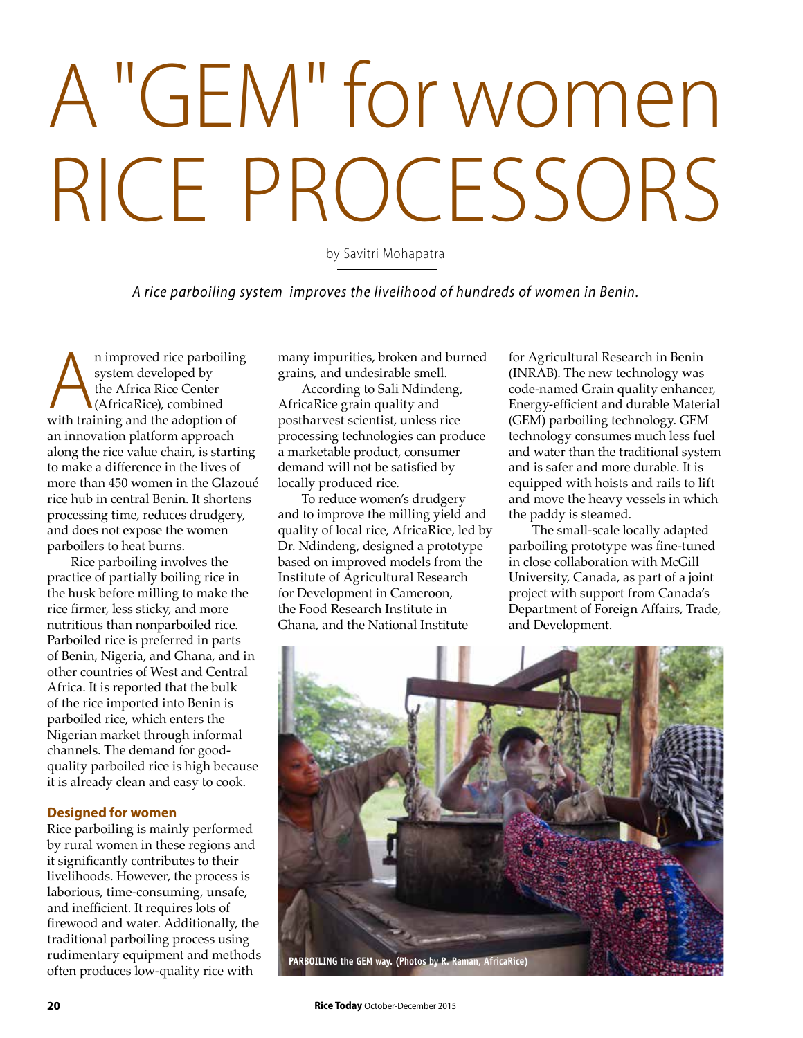# A "GEM" for women RICE PROCESSORS

by Savitri Mohapatra

*A rice parboiling system improves the livelihood of hundreds of women in Benin.*

An improved rice parboiling system developed by the Africa Rice Center (AfricaRice), combined with training and the adoption of an innovation platform approach along the rice value chain, is starting to make a difference in the lives of more than 450 women in the Glazoué rice hub in central Benin. It shortens processing time, reduces drudgery, and does not expose the women parboilers to heat burns.

Rice parboiling involves the practice of partially boiling rice in the husk before milling to make the rice firmer, less sticky, and more nutritious than nonparboiled rice. Parboiled rice is preferred in parts of Benin, Nigeria, and Ghana, and in other countries of West and Central Africa. It is reported that the bulk of the rice imported into Benin is parboiled rice, which enters the Nigerian market through informal channels. The demand for good-quality parboiled rice is high because it is already clean and easy to cook.

## Designed for women

Rice parboiling is mainly performed by rural women in these regions and it significantly contributes to their livelihoods. However, the process is laborious, time-consuming, unsafe, and inefficient. It requires lots of firewood and water. Additionally, the traditional parboiling process using rudimentary equipment and methods often produces low-quality rice with many impurities, broken and burned grains, and undesirable smell.

According to Sali Ndindeng, AfricaRice grain quality and postharvest scientist, unless rice processing technologies can produce a marketable product, consumer demand will not be satisfied by locally produced rice.

To reduce women's drudgery and to improve the milling yield and quality of local rice, AfricaRice, led by Dr. Ndindeng, designed a prototype based on improved models from the Institute of Agricultural Research for Development in Cameroon, the Food Research Institute in Ghana, and the National Institute for Agricultural Research in Benin (INRAB). The new technology was code-named Grain quality enhancer, Energy-efficient and durable Material (GEM) parboiling technology. GEM technology consumes much less fuel and water than the traditional system and is safer and more durable. It is equipped with hoists and rails to lift and move the heavy vessels in which the paddy is steamed.

The small-scale locally adapted parboiling prototype was fine-tuned in close collaboration with McGill University, Canada, as part of a joint project with support from Canada's Department of Foreign Affairs, Trade, and Development.

PARBOILING the GEM way. (Photos by R. Raman, AfricaRice)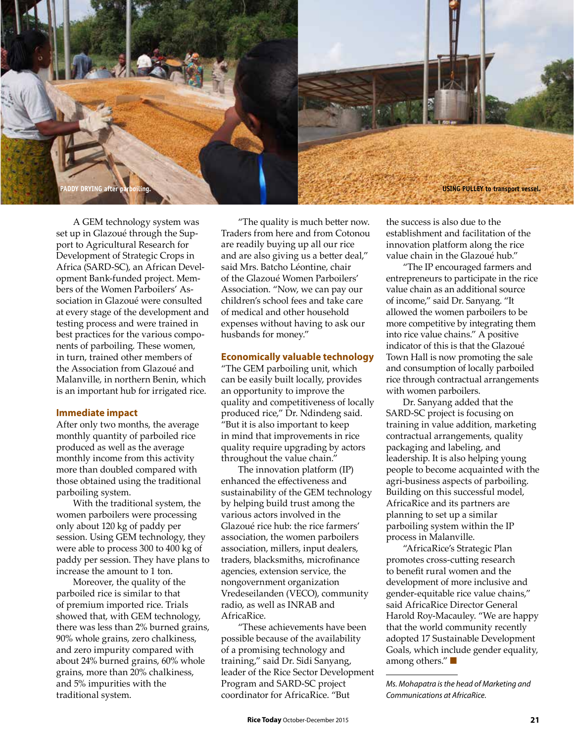PADDY DRYING after parboiling.

USING PULLEY to transport vessel.

A GEM technology system was set up in Glazoué through the Support to Agricultural Research for Development of Strategic Crops in Africa (SARD-SC), an African Development Bank-funded project. Members of the Women Parboilers' Association in Glazoué were consulted at every stage of the development and testing process and were trained in best practices for the various components of parboiling. These women, in turn, trained other members of the Association from Glazoué and Malanville, in northern Benin, which is an important hub for irrigated rice.

### Immediate impact

After only two months, the average monthly quantity of parboiled rice produced as well as the average monthly income from this activity more than doubled compared with those obtained using the traditional parboiling system.

With the traditional system, the women parboilers were processing only about 120 kg of paddy per session. Using GEM technology, they were able to process 300 to 400 kg of paddy per session. They have plans to increase the amount to 1 ton.

Moreover, the quality of the parboiled rice is similar to that of premium imported rice. Trials showed that, with GEM technology, there was less than 2% burned grains, 90% whole grains, zero chalkiness, and zero impurity compared with about 24% burned grains, 60% whole grains, more than 20% chalkiness, and 5% impurities with the traditional system.

"The quality is much better now. Traders from here and from Cotonou are readily buying up all our rice and are also giving us a better deal," said Mrs. Batcho Léontine, chair of the Glazoué Women Parboilers' Association. "Now, we can pay our children's school fees and take care of medical and other household expenses without having to ask our husbands for money."

### Economically valuable technology

"The GEM parboiling unit, which can be easily built locally, provides an opportunity to improve the quality and competitiveness of locally produced rice," Dr. Ndindeng said. "But it is also important to keep in mind that improvements in rice quality require upgrading by actors throughout the value chain."

The innovation platform (IP) enhanced the effectiveness and sustainability of the GEM technology by helping build trust among the various actors involved in the Glazoué rice hub: the rice farmers' association, the women parboilers association, millers, input dealers, traders, blacksmiths, microfinance agencies, extension service, the nongovernment organization Vredeseilanden (VECO), community radio, as well as INRAB and AfricaRice.

"These achievements have been possible because of the availability of a promising technology and training," said Dr. Sidi Sanyang, leader of the Rice Sector Development Program and SARD-SC project coordinator for AfricaRice. "But the success is also due to the establishment and facilitation of the innovation platform along the rice value chain in the Glazoué hub."

"The IP encouraged farmers and entrepreneurs to participate in the rice value chain as an additional source of income," said Dr. Sanyang. "It allowed the women parboilers to be more competitive by integrating them into rice value chains." A positive indicator of this is that the Glazoué Town Hall is now promoting the sale and consumption of locally parboiled rice through contractual arrangements with women parboilers.

Dr. Sanyang added that the SARD-SC project is focusing on training in value addition, marketing contractual arrangements, quality packaging and labeling, and leadership. It is also helping young people to become acquainted with the agri-business aspects of parboiling. Building on this successful model, AfricaRice and its partners are planning to set up a similar parboiling system within the IP process in Malanville.

"AfricaRice's Strategic Plan promotes cross-cutting research to benefit rural women and the development of more inclusive and gender-equitable rice value chains," said AfricaRice Director General Harold Roy-Macauley. "We are happy that the world community recently adopted 17 Sustainable Development Goals, which include gender equality, among others." ■

*Ms. Mohapatra is the head of Marketing and Communications at AfricaRice.*